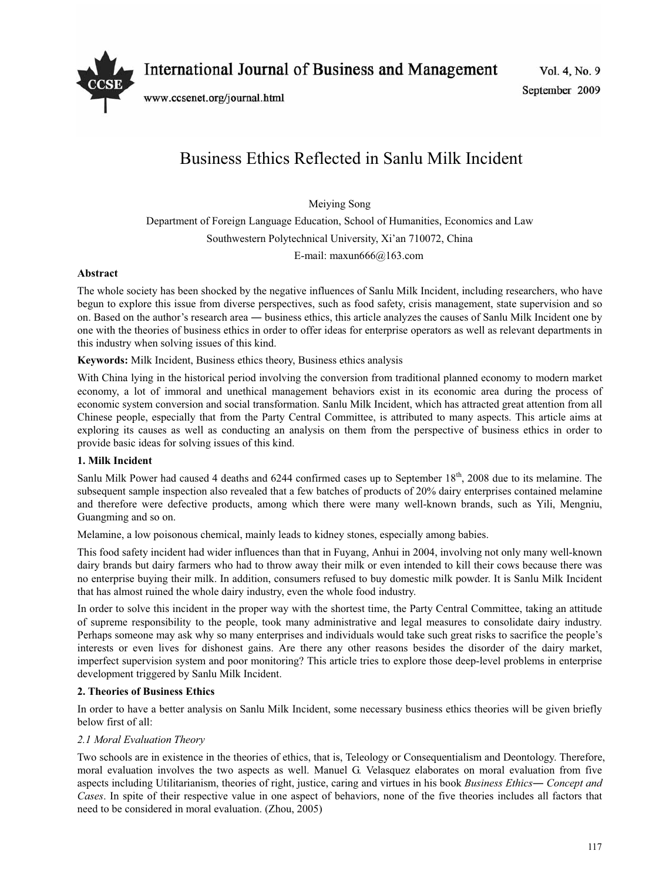# Business Ethics Reflected in Sanlu Milk Incident

Meiying Song

Department of Foreign Language Education, School of Humanities, Economics and Law

Southwestern Polytechnical University, Xi'an 710072, China

E-mail: maxun666@163.com

**Abstract**

The whole society has been shocked by the negative influences of Sanlu Milk Incident, including researchers, who have begun to explore this issue from diverse perspectives, such as food safety, crisis management, state supervision and so on. Based on the author's research area ― business ethics, this article analyzes the causes of Sanlu Milk Incident one by one with the theories of business ethics in order to offer ideas for enterprise operators as well as relevant departments in this industry when solving issues of this kind.

**Keywords:** Milk Incident, Business ethics theory, Business ethics analysis

With China lying in the historical period involving the conversion from traditional planned economy to modern market economy, a lot of immoral and unethical management behaviors exist in its economic area during the process of economic system conversion and social transformation. Sanlu Milk Incident, which has attracted great attention from all Chinese people, especially that from the Party Central Committee, is attributed to many aspects. This article aims at exploring its causes as well as conducting an analysis on them from the perspective of business ethics in order to provide basic ideas for solving issues of this kind.

## 1. Milk Incident

Sanlu Milk Power had caused 4 deaths and 6244 confirmed cases up to September 18th, 2008 due to its melamine. The subsequent sample inspection also revealed that a few batches of products of 20% dairy enterprises contained melamine and therefore were defective products, among which there were many well-known brands, such as Yili, Mengniu, Guangming and so on.

Melamine, a low poisonous chemical, mainly leads to kidney stones, especially among babies.

This food safety incident had wider influences than that in Fuyang, Anhui in 2004, involving not only many well-known dairy brands but dairy farmers who had to throw away their milk or even intended to kill their cows because there was no enterprise buying their milk. In addition, consumers refused to buy domestic milk powder. It is Sanlu Milk Incident that has almost ruined the whole dairy industry, even the whole food industry.

In order to solve this incident in the proper way with the shortest time, the Party Central Committee, taking an attitude of supreme responsibility to the people, took many administrative and legal measures to consolidate dairy industry. Perhaps someone may ask why so many enterprises and individuals would take such great risks to sacrifice the people's interests or even lives for dishonest gains. Are there any other reasons besides the disorder of the dairy market, imperfect supervision system and poor monitoring? This article tries to explore those deep-level problems in enterprise development triggered by Sanlu Milk Incident.

## 2. Theories of Business Ethics

In order to have a better analysis on Sanlu Milk Incident, some necessary business ethics theories will be given briefly below first of all:

### *2.1 Moral Evaluation Theory*

Two schools are in existence in the theories of ethics, that is, Teleology or Consequentialism and Deontology. Therefore, moral evaluation involves the two aspects as well. Manuel G. Velasquez elaborates on moral evaluation from five aspects including Utilitarianism, theories of right, justice, caring and virtues in his book *Business Ethics― Concept and Cases*. In spite of their respective value in one aspect of behaviors, none of the five theories includes all factors that need to be considered in moral evaluation. (Zhou, 2005)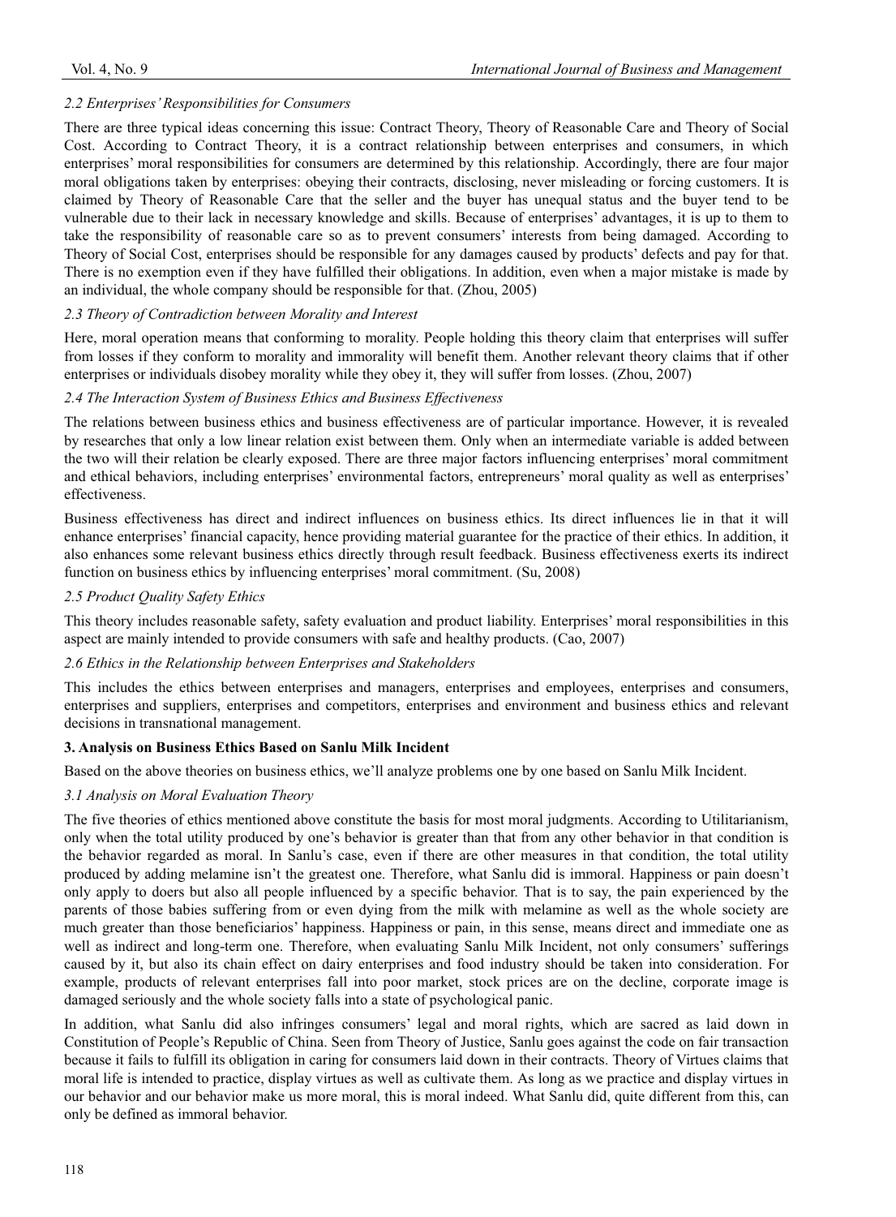### *2.2 Enterprises' Responsibilities for Consumers*

There are three typical ideas concerning this issue: Contract Theory, Theory of Reasonable Care and Theory of Social Cost. According to Contract Theory, it is a contract relationship between enterprises and consumers, in which enterprises' moral responsibilities for consumers are determined by this relationship. Accordingly, there are four major moral obligations taken by enterprises: obeying their contracts, disclosing, never misleading or forcing customers. It is claimed by Theory of Reasonable Care that the seller and the buyer has unequal status and the buyer tend to be vulnerable due to their lack in necessary knowledge and skills. Because of enterprises' advantages, it is up to them to take the responsibility of reasonable care so as to prevent consumers' interests from being damaged. According to Theory of Social Cost, enterprises should be responsible for any damages caused by products' defects and pay for that. There is no exemption even if they have fulfilled their obligations. In addition, even when a major mistake is made by an individual, the whole company should be responsible for that. (Zhou, 2005)

### *2.3 Theory of Contradiction between Morality and Interest*

Here, moral operation means that conforming to morality. People holding this theory claim that enterprises will suffer from losses if they conform to morality and immorality will benefit them. Another relevant theory claims that if other enterprises or individuals disobey morality while they obey it, they will suffer from losses. (Zhou, 2007)

### *2.4 The Interaction System of Business Ethics and Business Effectiveness*

The relations between business ethics and business effectiveness are of particular importance. However, it is revealed by researches that only a low linear relation exist between them. Only when an intermediate variable is added between the two will their relation be clearly exposed. There are three major factors influencing enterprises' moral commitment and ethical behaviors, including enterprises' environmental factors, entrepreneurs' moral quality as well as enterprises' effectiveness.

Business effectiveness has direct and indirect influences on business ethics. Its direct influences lie in that it will enhance enterprises' financial capacity, hence providing material guarantee for the practice of their ethics. In addition, it also enhances some relevant business ethics directly through result feedback. Business effectiveness exerts its indirect function on business ethics by influencing enterprises' moral commitment. (Su, 2008)

### *2.5 Product Quality Safety Ethics*

This theory includes reasonable safety, safety evaluation and product liability. Enterprises' moral responsibilities in this aspect are mainly intended to provide consumers with safe and healthy products. (Cao, 2007)

### *2.6 Ethics in the Relationship between Enterprises and Stakeholders*

This includes the ethics between enterprises and managers, enterprises and employees, enterprises and consumers, enterprises and suppliers, enterprises and competitors, enterprises and environment and business ethics and relevant decisions in transnational management.

## **3. Analysis on Business Ethics Based on Sanlu Milk Incident**

Based on the above theories on business ethics, we'll analyze problems one by one based on Sanlu Milk Incident.

### *3.1 Analysis on Moral Evaluation Theory*

The five theories of ethics mentioned above constitute the basis for most moral judgments. According to Utilitarianism, only when the total utility produced by one's behavior is greater than that from any other behavior in that condition is the behavior regarded as moral. In Sanlu's case, even if there are other measures in that condition, the total utility produced by adding melamine isn't the greatest one. Therefore, what Sanlu did is immoral. Happiness or pain doesn't only apply to doers but also all people influenced by a specific behavior. That is to say, the pain experienced by the parents of those babies suffering from or even dying from the milk with melamine as well as the whole society are much greater than those beneficiarios' happiness. Happiness or pain, in this sense, means direct and immediate one as well as indirect and long-term one. Therefore, when evaluating Sanlu Milk Incident, not only consumers' sufferings caused by it, but also its chain effect on dairy enterprises and food industry should be taken into consideration. For example, products of relevant enterprises fall into poor market, stock prices are on the decline, corporate image is damaged seriously and the whole society falls into a state of psychological panic.

In addition, what Sanlu did also infringes consumers' legal and moral rights, which are sacred as laid down in Constitution of People's Republic of China. Seen from Theory of Justice, Sanlu goes against the code on fair transaction because it fails to fulfill its obligation in caring for consumers laid down in their contracts. Theory of Virtues claims that moral life is intended to practice, display virtues as well as cultivate them. As long as we practice and display virtues in our behavior and our behavior make us more moral, this is moral indeed. What Sanlu did, quite different from this, can only be defined as immoral behavior.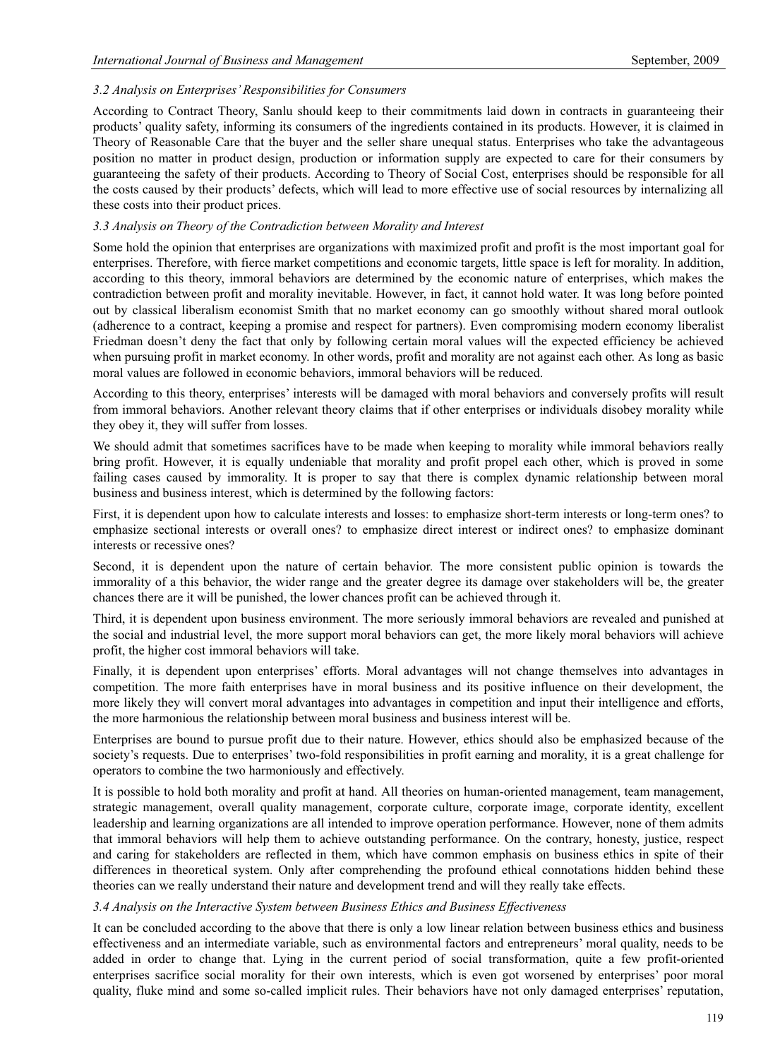### *3.2 Analysis on Enterprises' Responsibilities for Consumers*

According to Contract Theory, Sanlu should keep to their commitments laid down in contracts in guaranteeing their products' quality safety, informing its consumers of the ingredients contained in its products. However, it is claimed in Theory of Reasonable Care that the buyer and the seller share unequal status. Enterprises who take the advantageous position no matter in product design, production or information supply are expected to care for their consumers by guaranteeing the safety of their products. According to Theory of Social Cost, enterprises should be responsible for all the costs caused by their products' defects, which will lead to more effective use of social resources by internalizing all these costs into their product prices.

### *3.3 Analysis on Theory of the Contradiction between Morality and Interest*

Some hold the opinion that enterprises are organizations with maximized profit and profit is the most important goal for enterprises. Therefore, with fierce market competitions and economic targets, little space is left for morality. In addition, according to this theory, immoral behaviors are determined by the economic nature of enterprises, which makes the contradiction between profit and morality inevitable. However, in fact, it cannot hold water. It was long before pointed out by classical liberalism economist Smith that no market economy can go smoothly without shared moral outlook (adherence to a contract, keeping a promise and respect for partners). Even compromising modern economy liberalist Friedman doesn't deny the fact that only by following certain moral values will the expected efficiency be achieved when pursuing profit in market economy. In other words, profit and morality are not against each other. As long as basic moral values are followed in economic behaviors, immoral behaviors will be reduced.

According to this theory, enterprises' interests will be damaged with moral behaviors and conversely profits will result from immoral behaviors. Another relevant theory claims that if other enterprises or individuals disobey morality while they obey it, they will suffer from losses.

We should admit that sometimes sacrifices have to be made when keeping to morality while immoral behaviors really bring profit. However, it is equally undeniable that morality and profit propel each other, which is proved in some failing cases caused by immorality. It is proper to say that there is complex dynamic relationship between moral business and business interest, which is determined by the following factors:

First, it is dependent upon how to calculate interests and losses: to emphasize short-term interests or long-term ones? to emphasize sectional interests or overall ones? to emphasize direct interest or indirect ones? to emphasize dominant interests or recessive ones?

Second, it is dependent upon the nature of certain behavior. The more consistent public opinion is towards the immorality of a this behavior, the wider range and the greater degree its damage over stakeholders will be, the greater chances there are it will be punished, the lower chances profit can be achieved through it.

Third, it is dependent upon business environment. The more seriously immoral behaviors are revealed and punished at the social and industrial level, the more support moral behaviors can get, the more likely moral behaviors will achieve profit, the higher cost immoral behaviors will take.

Finally, it is dependent upon enterprises' efforts. Moral advantages will not change themselves into advantages in competition. The more faith enterprises have in moral business and its positive influence on their development, the more likely they will convert moral advantages into advantages in competition and input their intelligence and efforts, the more harmonious the relationship between moral business and business interest will be.

Enterprises are bound to pursue profit due to their nature. However, ethics should also be emphasized because of the society's requests. Due to enterprises' two-fold responsibilities in profit earning and morality, it is a great challenge for operators to combine the two harmoniously and effectively.

It is possible to hold both morality and profit at hand. All theories on human-oriented management, team management, strategic management, overall quality management, corporate culture, corporate image, corporate identity, excellent leadership and learning organizations are all intended to improve operation performance. However, none of them admits that immoral behaviors will help them to achieve outstanding performance. On the contrary, honesty, justice, respect and caring for stakeholders are reflected in them, which have common emphasis on business ethics in spite of their differences in theoretical system. Only after comprehending the profound ethical connotations hidden behind these theories can we really understand their nature and development trend and will they really take effects.

### *3.4 Analysis on the Interactive System between Business Ethics and Business Effectiveness*

It can be concluded according to the above that there is only a low linear relation between business ethics and business effectiveness and an intermediate variable, such as environmental factors and entrepreneurs' moral quality, needs to be added in order to change that. Lying in the current period of social transformation, quite a few profit-oriented enterprises sacrifice social morality for their own interests, which is even got worsened by enterprises' poor moral quality, fluke mind and some so-called implicit rules. Their behaviors have not only damaged enterprises' reputation,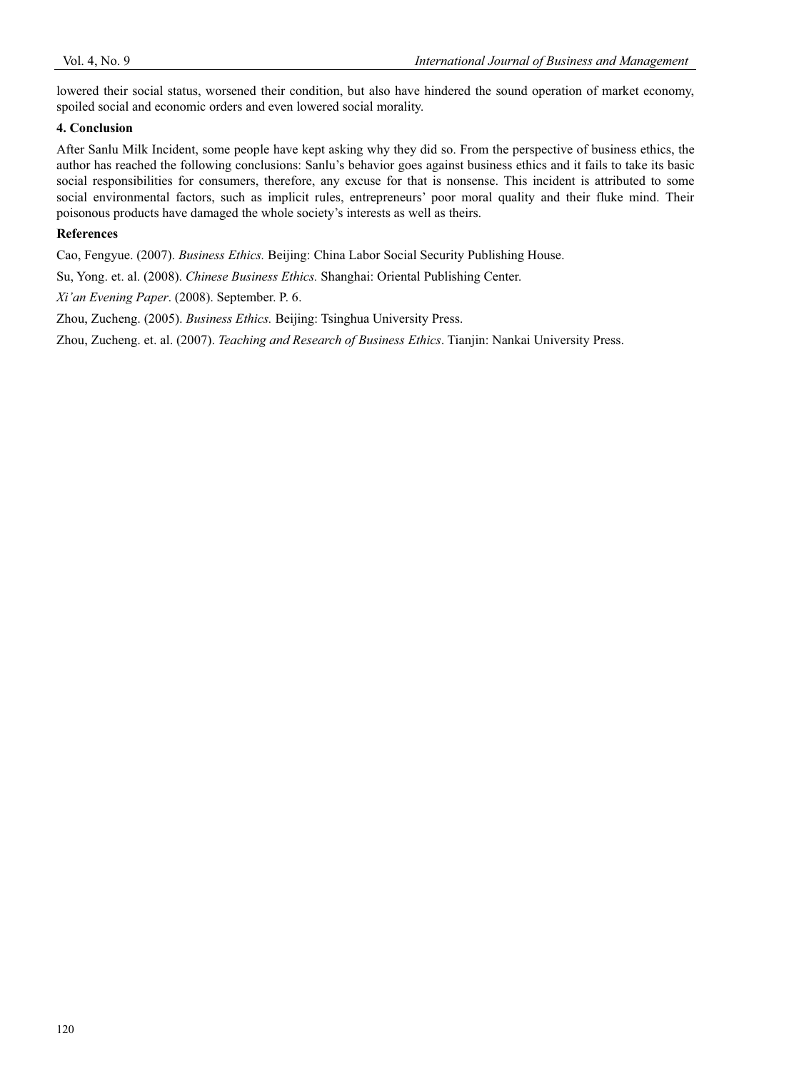lowered their social status, worsened their condition, but also have hindered the sound operation of market economy, spoiled social and economic orders and even lowered social morality.

## 4. Conclusion

After Sanlu Milk Incident, some people have kept asking why they did so. From the perspective of business ethics, the author has reached the following conclusions: Sanlu's behavior goes against business ethics and it fails to take its basic social responsibilities for consumers, therefore, any excuse for that is nonsense. This incident is attributed to some social environmental factors, such as implicit rules, entrepreneurs' poor moral quality and their fluke mind. Their poisonous products have damaged the whole society's interests as well as theirs.

## References

Cao, Fengyue. (2007). *Business Ethics.* Beijing: China Labor Social Security Publishing House.

Su, Yong. et. al. (2008). *Chinese Business Ethics.* Shanghai: Oriental Publishing Center.

*Xi'an Evening Paper*. (2008). September. P. 6.

Zhou, Zucheng. (2005). *Business Ethics.* Beijing: Tsinghua University Press.

Zhou, Zucheng. et. al. (2007). *Teaching and Research of Business Ethics*. Tianjin: Nankai University Press.